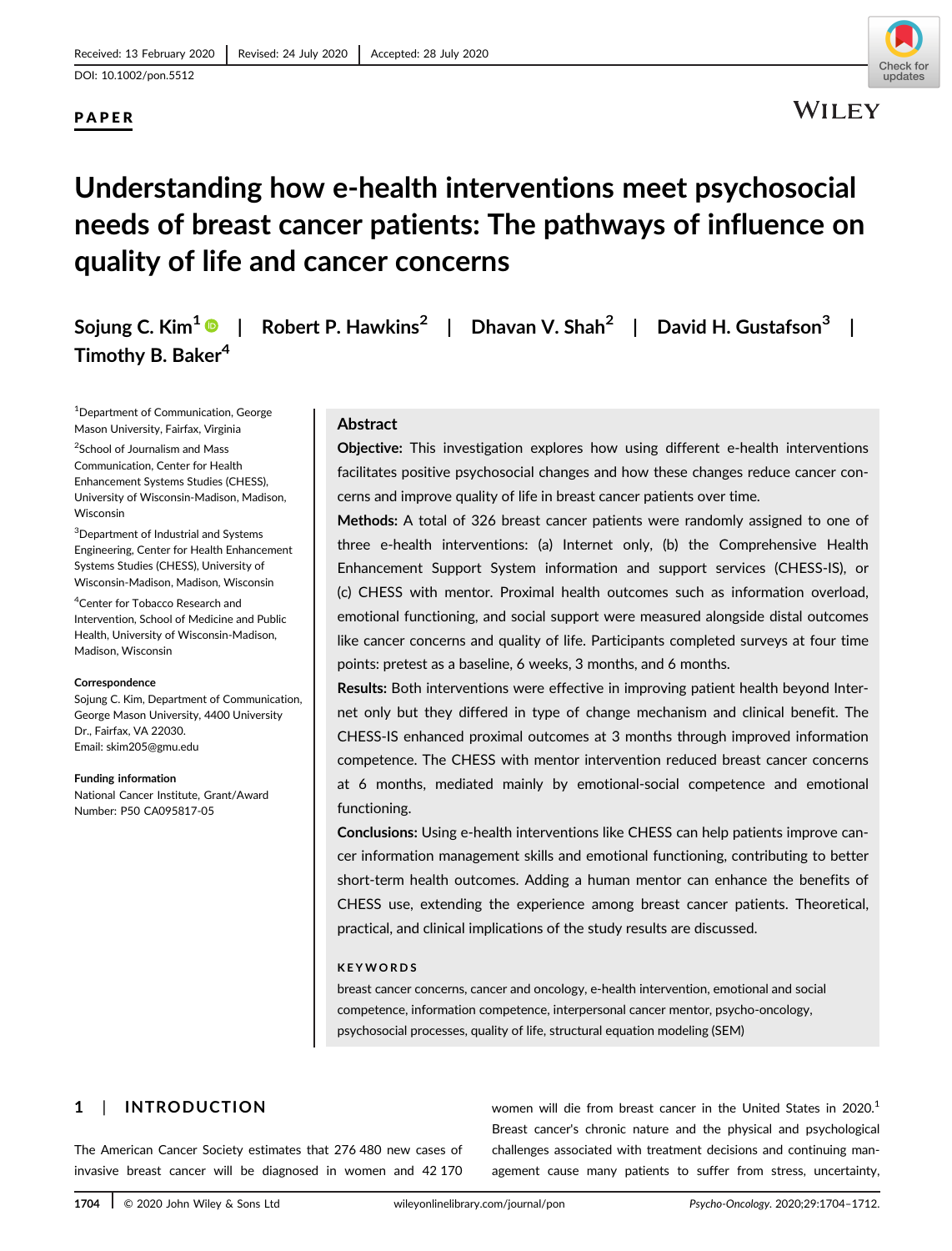Received: 13 February 2020 | Revised: 24 July 2020 | Accepted: 28 July 2020

DOI: 10.1002/pon.5512

**PAPER**

# Understanding how e-health interventions meet psychosocial needs of breast cancer patients: The pathways of influence on quality of life and cancer concerns

**Sojung C. Kim**[1] | **Robert P. Hawkins**[2] | **Dhavan V. Shah**[2] | **David H. Gustafson**[3] | **Timothy B. Baker**[4]

[1]Department of Communication, George Mason University, Fairfax, Virginia

[2]School of Journalism and Mass Communication, Center for Health Enhancement Systems Studies (CHESS), University of Wisconsin-Madison, Madison, Wisconsin

[3]Department of Industrial and Systems Engineering, Center for Health Enhancement Systems Studies (CHESS), University of Wisconsin-Madison, Madison, Wisconsin

[4]Center for Tobacco Research and Intervention, School of Medicine and Public Health, University of Wisconsin-Madison, Madison, Wisconsin

**Correspondence**

Sojung C. Kim, Department of Communication, George Mason University, 4400 University Dr., Fairfax, VA 22030.
Email: skim205@gmu.edu

**Funding information**

National Cancer Institute, Grant/Award Number: P50 CA095817-05

## Abstract

**Objective:** This investigation explores how using different e-health interventions facilitates positive psychosocial changes and how these changes reduce cancer concerns and improve quality of life in breast cancer patients over time.

**Methods:** A total of 326 breast cancer patients were randomly assigned to one of three e-health interventions: (a) Internet only, (b) the Comprehensive Health Enhancement Support System information and support services (CHESS-IS), or (c) CHESS with mentor. Proximal health outcomes such as information overload, emotional functioning, and social support were measured alongside distal outcomes like cancer concerns and quality of life. Participants completed surveys at four time points: pretest as a baseline, 6 weeks, 3 months, and 6 months.

**Results:** Both interventions were effective in improving patient health beyond Internet only but they differed in type of change mechanism and clinical benefit. The CHESS-IS enhanced proximal outcomes at 3 months through improved information competence. The CHESS with mentor intervention reduced breast cancer concerns at 6 months, mediated mainly by emotional-social competence and emotional functioning.

**Conclusions:** Using e-health interventions like CHESS can help patients improve cancer information management skills and emotional functioning, contributing to better short-term health outcomes. Adding a human mentor can enhance the benefits of CHESS use, extending the experience among breast cancer patients. Theoretical, practical, and clinical implications of the study results are discussed.

**KEYWORDS**

breast cancer concerns, cancer and oncology, e-health intervention, emotional and social competence, information competence, interpersonal cancer mentor, psycho-oncology, psychosocial processes, quality of life, structural equation modeling (SEM)

## 1 | INTRODUCTION

The American Cancer Society estimates that 276 480 new cases of invasive breast cancer will be diagnosed in women and 42 170 women will die from breast cancer in the United States in 2020.[1] Breast cancer's chronic nature and the physical and psychological challenges associated with treatment decisions and continuing management cause many patients to suffer from stress, uncertainty,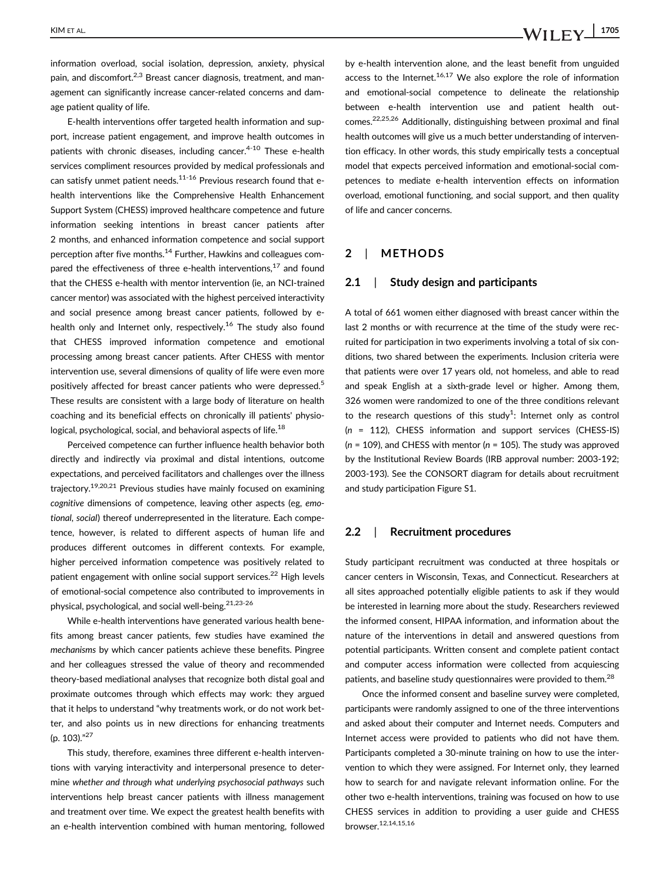information overload, social isolation, depression, anxiety, physical pain, and discomfort.[2,3] Breast cancer diagnosis, treatment, and management can significantly increase cancer-related concerns and damage patient quality of life.

E-health interventions offer targeted health information and support, increase patient engagement, and improve health outcomes in patients with chronic diseases, including cancer.[4-10] These e-health services compliment resources provided by medical professionals and can satisfy unmet patient needs.[11-16] Previous research found that e-health interventions like the Comprehensive Health Enhancement Support System (CHESS) improved healthcare competence and future information seeking intentions in breast cancer patients after 2 months, and enhanced information competence and social support perception after five months.[14] Further, Hawkins and colleagues compared the effectiveness of three e-health interventions,[17] and found that the CHESS e-health with mentor intervention (ie, an NCI-trained cancer mentor) was associated with the highest perceived interactivity and social presence among breast cancer patients, followed by e-health only and Internet only, respectively.[16] The study also found that CHESS improved information competence and emotional processing among breast cancer patients. After CHESS with mentor intervention use, several dimensions of quality of life were even more positively affected for breast cancer patients who were depressed.[5] These results are consistent with a large body of literature on health coaching and its beneficial effects on chronically ill patients' physiological, psychological, social, and behavioral aspects of life.[18]

Perceived competence can further influence health behavior both directly and indirectly via proximal and distal intentions, outcome expectations, and perceived facilitators and challenges over the illness trajectory.[19,20,21] Previous studies have mainly focused on examining *cognitive* dimensions of competence, leaving other aspects (eg, *emotional*, *social*) thereof underrepresented in the literature. Each competence, however, is related to different aspects of human life and produces different outcomes in different contexts. For example, higher perceived information competence was positively related to patient engagement with online social support services.[22] High levels of emotional-social competence also contributed to improvements in physical, psychological, and social well-being.[21,23-26]

While e-health interventions have generated various health benefits among breast cancer patients, few studies have examined *the mechanisms* by which cancer patients achieve these benefits. Pingree and her colleagues stressed the value of theory and recommended theory-based mediational analyses that recognize both distal goal and proximate outcomes through which effects may work: they argued that it helps to understand "why treatments work, or do not work better, and also points us in new directions for enhancing treatments (p. 103)."[27]

This study, therefore, examines three different e-health interventions with varying interactivity and interpersonal presence to determine *whether and through what underlying psychosocial pathways* such interventions help breast cancer patients with illness management and treatment over time. We expect the greatest health benefits with an e-health intervention combined with human mentoring, followed by e-health intervention alone, and the least benefit from unguided access to the Internet.[16,17] We also explore the role of information and emotional-social competence to delineate the relationship between e-health intervention use and patient health outcomes.[22,25,26] Additionally, distinguishing between proximal and final health outcomes will give us a much better understanding of intervention efficacy. In other words, this study empirically tests a conceptual model that expects perceived information and emotional-social competences to mediate e-health intervention effects on information overload, emotional functioning, and social support, and then quality of life and cancer concerns.

## 2 | METHODS

### 2.1 | Study design and participants

A total of 661 women either diagnosed with breast cancer within the last 2 months or with recurrence at the time of the study were recruited for participation in two experiments involving a total of six conditions, two shared between the experiments. Inclusion criteria were that patients were over 17 years old, not homeless, and able to read and speak English at a sixth-grade level or higher. Among them, 326 women were randomized to one of the three conditions relevant to the research questions of this study[1]: Internet only as control ($n$ = 112), CHESS information and support services (CHESS-IS) ($n$ = 109), and CHESS with mentor ($n$ = 105). The study was approved by the Institutional Review Boards (IRB approval number: 2003-192; 2003-193). See the CONSORT diagram for details about recruitment and study participation Figure S1.

### 2.2 | Recruitment procedures

Study participant recruitment was conducted at three hospitals or cancer centers in Wisconsin, Texas, and Connecticut. Researchers at all sites approached potentially eligible patients to ask if they would be interested in learning more about the study. Researchers reviewed the informed consent, HIPAA information, and information about the nature of the interventions in detail and answered questions from potential participants. Written consent and complete patient contact and computer access information were collected from acquiescing patients, and baseline study questionnaires were provided to them.[28]

Once the informed consent and baseline survey were completed, participants were randomly assigned to one of the three interventions and asked about their computer and Internet needs. Computers and Internet access were provided to patients who did not have them. Participants completed a 30-minute training on how to use the intervention to which they were assigned. For Internet only, they learned how to search for and navigate relevant information online. For the other two e-health interventions, training was focused on how to use CHESS services in addition to providing a user guide and CHESS browser.[12,14,15,16]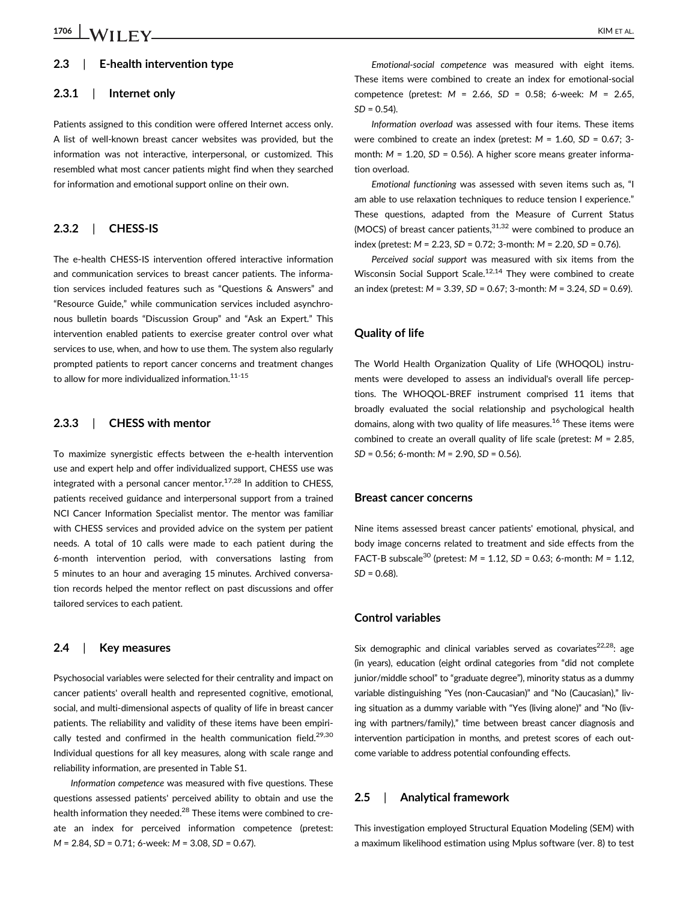## 2.3 | E-health intervention type

### 2.3.1 | Internet only

Patients assigned to this condition were offered Internet access only. A list of well-known breast cancer websites was provided, but the information was not interactive, interpersonal, or customized. This resembled what most cancer patients might find when they searched for information and emotional support online on their own.

### 2.3.2 | CHESS-IS

The e-health CHESS-IS intervention offered interactive information and communication services to breast cancer patients. The information services included features such as "Questions & Answers" and "Resource Guide," while communication services included asynchronous bulletin boards "Discussion Group" and "Ask an Expert." This intervention enabled patients to exercise greater control over what services to use, when, and how to use them. The system also regularly prompted patients to report cancer concerns and treatment changes to allow for more individualized information.[11-15]

### 2.3.3 | CHESS with mentor

To maximize synergistic effects between the e-health intervention use and expert help and offer individualized support, CHESS use was integrated with a personal cancer mentor.[17,28] In addition to CHESS, patients received guidance and interpersonal support from a trained NCI Cancer Information Specialist mentor. The mentor was familiar with CHESS services and provided advice on the system per patient needs. A total of 10 calls were made to each patient during the 6-month intervention period, with conversations lasting from 5 minutes to an hour and averaging 15 minutes. Archived conversation records helped the mentor reflect on past discussions and offer tailored services to each patient.

## 2.4 | Key measures

Psychosocial variables were selected for their centrality and impact on cancer patients' overall health and represented cognitive, emotional, social, and multi-dimensional aspects of quality of life in breast cancer patients. The reliability and validity of these items have been empirically tested and confirmed in the health communication field.[29,30] Individual questions for all key measures, along with scale range and reliability information, are presented in Table S1.

*Information competence* was measured with five questions. These questions assessed patients' perceived ability to obtain and use the health information they needed.[28] These items were combined to create an index for perceived information competence (pretest: $M$ = 2.84, $SD$ = 0.71; 6-week: $M$ = 3.08, $SD$ = 0.67).

*Emotional-social competence* was measured with eight items. These items were combined to create an index for emotional-social competence (pretest: $M$ = 2.66, $SD$ = 0.58; 6-week: $M$ = 2.65, $SD$ = 0.54).

*Information overload* was assessed with four items. These items were combined to create an index (pretest: $M$ = 1.60, $SD$ = 0.67; 3-month: $M$ = 1.20, $SD$ = 0.56). A higher score means greater information overload.

*Emotional functioning* was assessed with seven items such as, "I am able to use relaxation techniques to reduce tension I experience." These questions, adapted from the Measure of Current Status (MOCS) of breast cancer patients,[31,32] were combined to produce an index (pretest: $M$ = 2.23, $SD$ = 0.72; 3-month: $M$ = 2.20, $SD$ = 0.76).

*Perceived social support* was measured with six items from the Wisconsin Social Support Scale.[12,14] They were combined to create an index (pretest: $M$ = 3.39, $SD$ = 0.67; 3-month: $M$ = 3.24, $SD$ = 0.69).

### Quality of life

The World Health Organization Quality of Life (WHOQOL) instruments were developed to assess an individual's overall life perceptions. The WHOQOL-BREF instrument comprised 11 items that broadly evaluated the social relationship and psychological health domains, along with two quality of life measures.[16] These items were combined to create an overall quality of life scale (pretest: $M$ = 2.85, $SD$ = 0.56; 6-month: $M$ = 2.90, $SD$ = 0.56).

### Breast cancer concerns

Nine items assessed breast cancer patients' emotional, physical, and body image concerns related to treatment and side effects from the FACT-B subscale[30] (pretest: $M$ = 1.12, $SD$ = 0.63; 6-month: $M$ = 1.12, $SD$ = 0.68).

### Control variables

Six demographic and clinical variables served as covariates[22,28]: age (in years), education (eight ordinal categories from "did not complete junior/middle school" to "graduate degree"), minority status as a dummy variable distinguishing "Yes (non-Caucasian)" and "No (Caucasian)," living situation as a dummy variable with "Yes (living alone)" and "No (living with partners/family)," time between breast cancer diagnosis and intervention participation in months, and pretest scores of each outcome variable to address potential confounding effects.

## 2.5 | Analytical framework

This investigation employed Structural Equation Modeling (SEM) with a maximum likelihood estimation using Mplus software (ver. 8) to test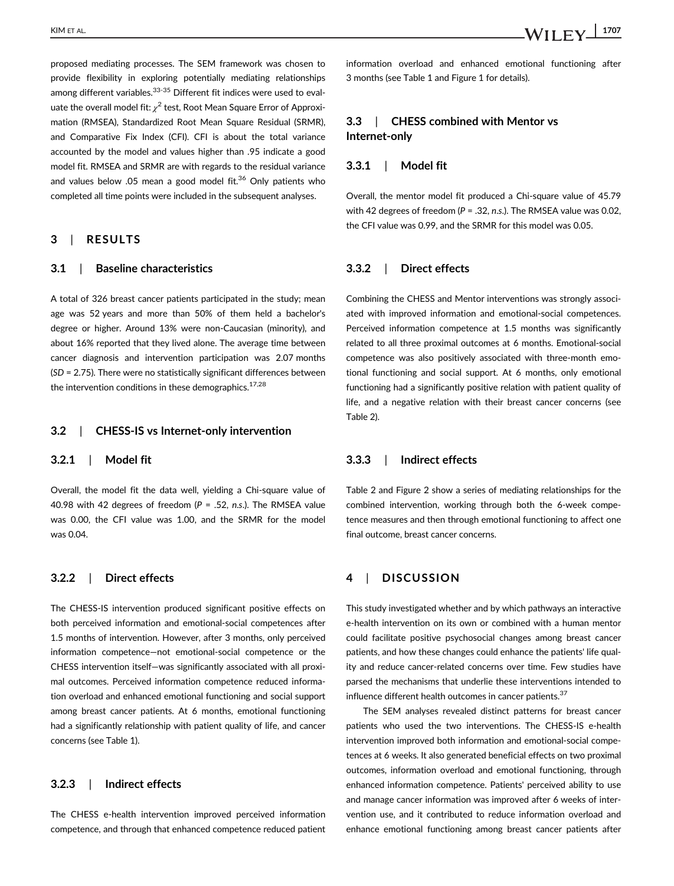proposed mediating processes. The SEM framework was chosen to provide flexibility in exploring potentially mediating relationships among different variables.[33-35] Different fit indices were used to evaluate the overall model fit: $\chi^2$ test, Root Mean Square Error of Approximation (RMSEA), Standardized Root Mean Square Residual (SRMR), and Comparative Fix Index (CFI). CFI is about the total variance accounted by the model and values higher than .95 indicate a good model fit. RMSEA and SRMR are with regards to the residual variance and values below .05 mean a good model fit.[36] Only patients who completed all time points were included in the subsequent analyses.

## 3 | RESULTS

### 3.1 | Baseline characteristics

A total of 326 breast cancer patients participated in the study; mean age was 52 years and more than 50% of them held a bachelor's degree or higher. Around 13% were non-Caucasian (minority), and about 16% reported that they lived alone. The average time between cancer diagnosis and intervention participation was 2.07 months (*SD* = 2.75). There were no statistically significant differences between the intervention conditions in these demographics.[17,28]

### 3.2 | CHESS-IS vs Internet-only intervention

#### 3.2.1 | Model fit

Overall, the model fit the data well, yielding a Chi-square value of 40.98 with 42 degrees of freedom (*P* = .52, *n.s.*). The RMSEA value was 0.00, the CFI value was 1.00, and the SRMR for the model was 0.04.

#### 3.2.2 | Direct effects

The CHESS-IS intervention produced significant positive effects on both perceived information and emotional-social competences after 1.5 months of intervention. However, after 3 months, only perceived information competence—not emotional-social competence or the CHESS intervention itself—was significantly associated with all proximal outcomes. Perceived information competence reduced information overload and enhanced emotional functioning and social support among breast cancer patients. At 6 months, emotional functioning had a significantly relationship with patient quality of life, and cancer concerns (see Table 1).

#### 3.2.3 | Indirect effects

The CHESS e-health intervention improved perceived information competence, and through that enhanced competence reduced patient information overload and enhanced emotional functioning after 3 months (see Table 1 and Figure 1 for details).

### 3.3 | CHESS combined with Mentor vs Internet-only

#### 3.3.1 | Model fit

Overall, the mentor model fit produced a Chi-square value of 45.79 with 42 degrees of freedom (*P* = .32, *n.s.*). The RMSEA value was 0.02, the CFI value was 0.99, and the SRMR for this model was 0.05.

#### 3.3.2 | Direct effects

Combining the CHESS and Mentor interventions was strongly associated with improved information and emotional-social competences. Perceived information competence at 1.5 months was significantly related to all three proximal outcomes at 6 months. Emotional-social competence was also positively associated with three-month emotional functioning and social support. At 6 months, only emotional functioning had a significantly positive relation with patient quality of life, and a negative relation with their breast cancer concerns (see Table 2).

#### 3.3.3 | Indirect effects

Table 2 and Figure 2 show a series of mediating relationships for the combined intervention, working through both the 6-week competence measures and then through emotional functioning to affect one final outcome, breast cancer concerns.

## 4 | DISCUSSION

This study investigated whether and by which pathways an interactive e-health intervention on its own or combined with a human mentor could facilitate positive psychosocial changes among breast cancer patients, and how these changes could enhance the patients' life quality and reduce cancer-related concerns over time. Few studies have parsed the mechanisms that underlie these interventions intended to influence different health outcomes in cancer patients.[37]

The SEM analyses revealed distinct patterns for breast cancer patients who used the two interventions. The CHESS-IS e-health intervention improved both information and emotional-social competences at 6 weeks. It also generated beneficial effects on two proximal outcomes, information overload and emotional functioning, through enhanced information competence. Patients' perceived ability to use and manage cancer information was improved after 6 weeks of intervention use, and it contributed to reduce information overload and enhance emotional functioning among breast cancer patients after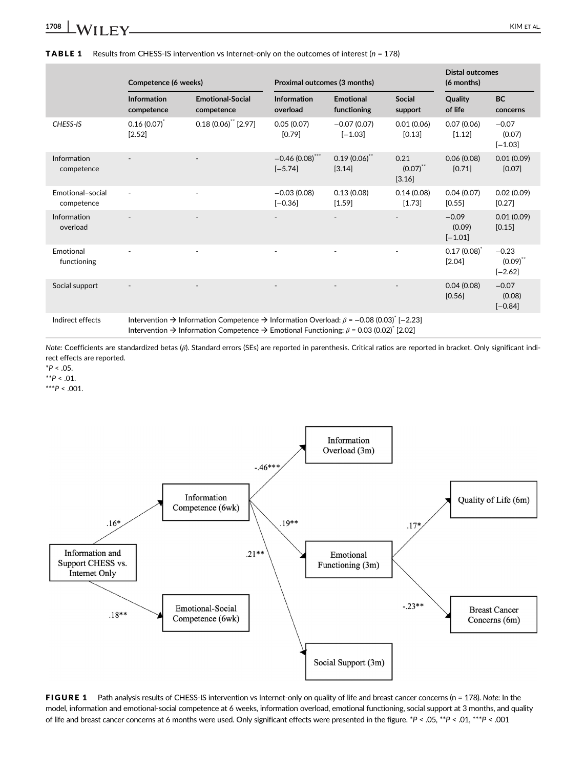**TABLE 1** Results from CHESS-IS intervention vs Internet-only on the outcomes of interest ($n$ = 178)

| | Competence (6 weeks) | | Proximal outcomes (3 months) | | | Distal outcomes (6 months) | |
|---|---|---|---|---|---|---|---|
| | Information competence | Emotional-Social competence | Information overload | Emotional functioning | Social support | Quality of life | BC concerns |
| *CHESS-IS* | 0.16 (0.07)* [2.52] | 0.18 (0.06)** [2.97] | 0.05 (0.07) [0.79] | −0.07 (0.07) [−1.03] | 0.01 (0.06) [0.13] | 0.07 (0.06) [1.12] | −0.07 (0.07) [−1.03] |
| Information competence | - | - | −0.46 (0.08)*** [−5.74] | 0.19 (0.06)** [3.14] | 0.21 (0.07)** [3.16] | 0.06 (0.08) [0.71] | 0.01 (0.09) [0.07] |
| Emotional–social competence | - | - | −0.03 (0.08) [−0.36] | 0.13 (0.08) [1.59] | 0.14 (0.08) [1.73] | 0.04 (0.07) [0.55] | 0.02 (0.09) [0.27] |
| Information overload | - | - | - | - | - | −0.09 (0.09) [−1.01] | 0.01 (0.09) [0.15] |
| Emotional functioning | - | - | - | - | - | 0.17 (0.08)* [2.04] | −0.23 (0.09)** [−2.62] |
| Social support | - | - | - | - | - | 0.04 (0.08) [0.56] | −0.07 (0.08) [−0.84] |
| Indirect effects | Intervention → Information Competence → Information Overload: $\beta$ = −0.08 (0.03)* [−2.23]<br>Intervention → Information Competence → Emotional Functioning: $\beta$ = 0.03 (0.02)* [2.02] | | | | | | |

*Note:* Coefficients are standardized betas ($\beta$). Standard errors (SEs) are reported in parenthesis. Critical ratios are reported in bracket. Only significant indirect effects are reported.

*$P$ < .05.

**$P$ < .01.

***$P$ < .001.

**FIGURE 1** Path analysis results of CHESS-IS intervention vs Internet-only on quality of life and breast cancer concerns (n = 178). *Note*: In the model, information and emotional-social competence at 6 weeks, information overload, emotional functioning, social support at 3 months, and quality of life and breast cancer concerns at 6 months were used. Only significant effects were presented in the figure. *$P$ < .05, **$P$ < .01, ***$P$ < .001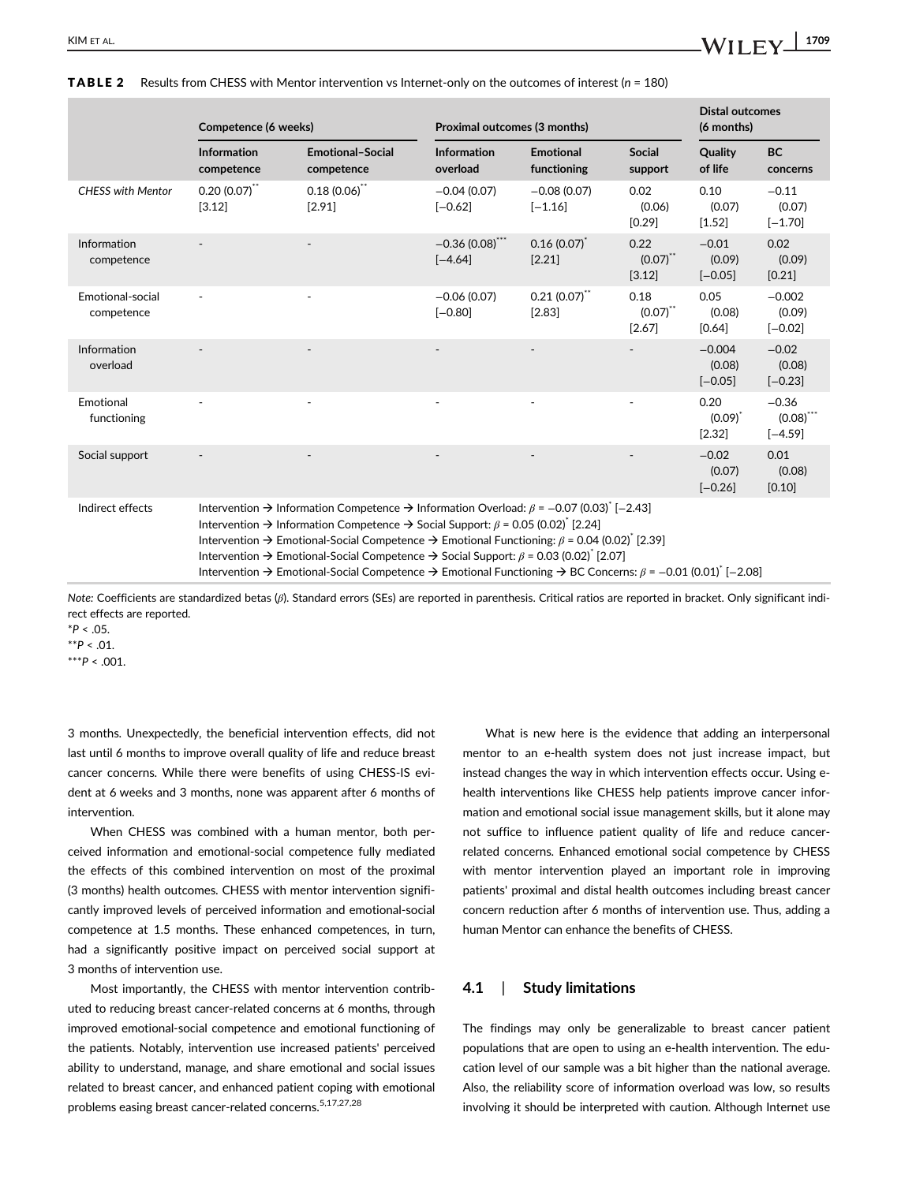**TABLE 2** Results from CHESS with Mentor intervention vs Internet-only on the outcomes of interest ($n$ = 180)

| | Competence (6 weeks) | | Proximal outcomes (3 months) | | | Distal outcomes (6 months) | |
|---|---|---|---|---|---|---|---|
| | Information competence | Emotional–Social competence | Information overload | Emotional functioning | Social support | Quality of life | BC concerns |
| *CHESS with Mentor* | 0.20 (0.07)** [3.12] | 0.18 (0.06)** [2.91] | −0.04 (0.07) [−0.62] | −0.08 (0.07) [−1.16] | 0.02 (0.06) [0.29] | 0.10 (0.07) [1.52] | −0.11 (0.07) [−1.70] |
| Information competence | - | - | −0.36 (0.08)*** [−4.64] | 0.16 (0.07)* [2.21] | 0.22 (0.07)** [3.12] | −0.01 (0.09) [−0.05] | 0.02 (0.09) [0.21] |
| Emotional-social competence | - | - | −0.06 (0.07) [−0.80] | 0.21 (0.07)** [2.83] | 0.18 (0.07)** [2.67] | 0.05 (0.08) [0.64] | −0.002 (0.09) [−0.02] |
| Information overload | - | - | - | - | - | −0.004 (0.08) [−0.05] | −0.02 (0.08) [−0.23] |
| Emotional functioning | - | - | - | - | - | 0.20 (0.09)* [2.32] | −0.36 (0.08)*** [−4.59] |
| Social support | - | - | - | - | - | −0.02 (0.07) [−0.26] | 0.01 (0.08) [0.10] |
| Indirect effects | Intervention → Information Competence → Information Overload: $\beta$ = −0.07 (0.03)* [−2.43]<br>Intervention → Information Competence → Social Support: $\beta$ = 0.05 (0.02)* [2.24]<br>Intervention → Emotional-Social Competence → Emotional Functioning: $\beta$ = 0.04 (0.02)* [2.39]<br>Intervention → Emotional-Social Competence → Social Support: $\beta$ = 0.03 (0.02)* [2.07]<br>Intervention → Emotional-Social Competence → Emotional Functioning → BC Concerns: $\beta$ = −0.01 (0.01)* [−2.08] | | | | | | |

*Note:* Coefficients are standardized betas ($\beta$). Standard errors (SEs) are reported in parenthesis. Critical ratios are reported in bracket. Only significant indirect effects are reported.

*$P$ < .05.

**$P$ < .01.

***$P$ < .001.

3 months. Unexpectedly, the beneficial intervention effects, did not last until 6 months to improve overall quality of life and reduce breast cancer concerns. While there were benefits of using CHESS-IS evident at 6 weeks and 3 months, none was apparent after 6 months of intervention.

When CHESS was combined with a human mentor, both perceived information and emotional-social competence fully mediated the effects of this combined intervention on most of the proximal (3 months) health outcomes. CHESS with mentor intervention significantly improved levels of perceived information and emotional-social competence at 1.5 months. These enhanced competences, in turn, had a significantly positive impact on perceived social support at 3 months of intervention use.

Most importantly, the CHESS with mentor intervention contributed to reducing breast cancer-related concerns at 6 months, through improved emotional-social competence and emotional functioning of the patients. Notably, intervention use increased patients' perceived ability to understand, manage, and share emotional and social issues related to breast cancer, and enhanced patient coping with emotional problems easing breast cancer-related concerns.[5,17,27,28]

What is new here is the evidence that adding an interpersonal mentor to an e-health system does not just increase impact, but instead changes the way in which intervention effects occur. Using e-health interventions like CHESS help patients improve cancer information and emotional social issue management skills, but it alone may not suffice to influence patient quality of life and reduce cancer-related concerns. Enhanced emotional social competence by CHESS with mentor intervention played an important role in improving patients' proximal and distal health outcomes including breast cancer concern reduction after 6 months of intervention use. Thus, adding a human Mentor can enhance the benefits of CHESS.

## 4.1 | Study limitations

The findings may only be generalizable to breast cancer patient populations that are open to using an e-health intervention. The education level of our sample was a bit higher than the national average. Also, the reliability score of information overload was low, so results involving it should be interpreted with caution. Although Internet use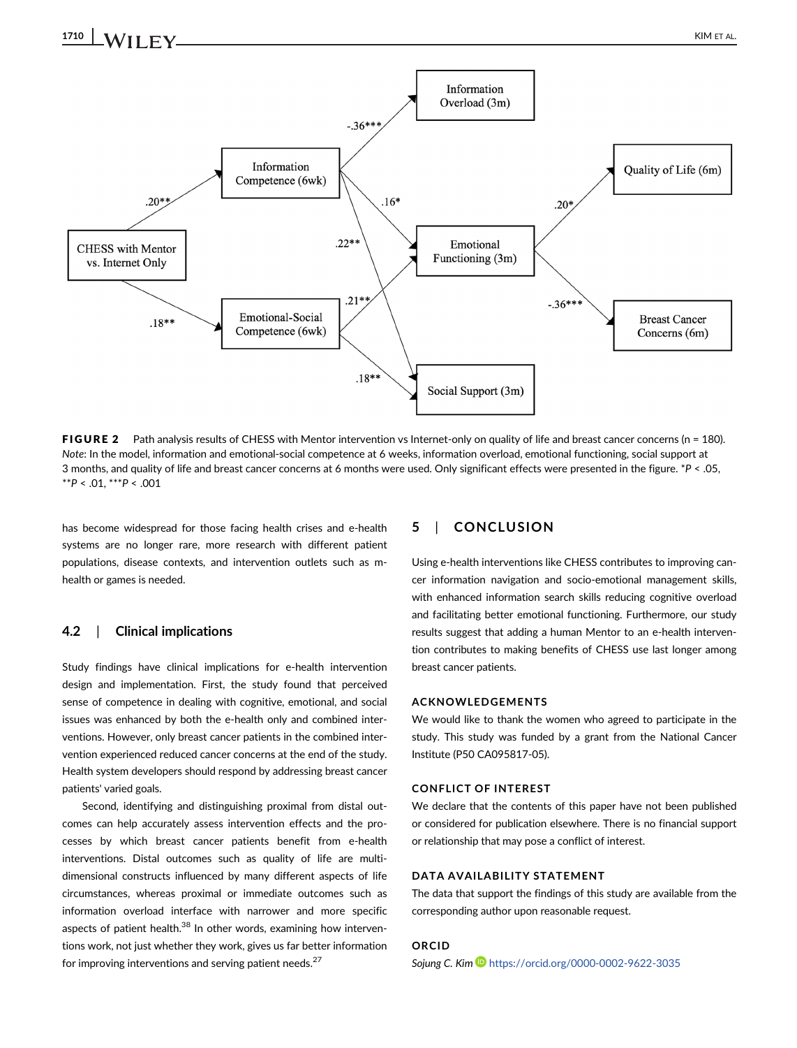FIGURE 2 Path analysis results of CHESS with Mentor intervention vs Internet-only on quality of life and breast cancer concerns (n = 180). *Note*: In the model, information and emotional-social competence at 6 weeks, information overload, emotional functioning, social support at 3 months, and quality of life and breast cancer concerns at 6 months were used. Only significant effects were presented in the figure. *$P < .05$, **$P < .01$, ***$P < .001$

has become widespread for those facing health crises and e-health systems are no longer rare, more research with different patient populations, disease contexts, and intervention outlets such as m-health or games is needed.

### 4.2 | Clinical implications

Study findings have clinical implications for e-health intervention design and implementation. First, the study found that perceived sense of competence in dealing with cognitive, emotional, and social issues was enhanced by both the e-health only and combined interventions. However, only breast cancer patients in the combined intervention experienced reduced cancer concerns at the end of the study. Health system developers should respond by addressing breast cancer patients' varied goals.

Second, identifying and distinguishing proximal from distal outcomes can help accurately assess intervention effects and the processes by which breast cancer patients benefit from e-health interventions. Distal outcomes such as quality of life are multidimensional constructs influenced by many different aspects of life circumstances, whereas proximal or immediate outcomes such as information overload interface with narrower and more specific aspects of patient health.[38] In other words, examining how interventions work, not just whether they work, gives us far better information for improving interventions and serving patient needs.[27]

## 5 | CONCLUSION

Using e-health interventions like CHESS contributes to improving cancer information navigation and socio-emotional management skills, with enhanced information search skills reducing cognitive overload and facilitating better emotional functioning. Furthermore, our study results suggest that adding a human Mentor to an e-health intervention contributes to making benefits of CHESS use last longer among breast cancer patients.

### ACKNOWLEDGEMENTS

We would like to thank the women who agreed to participate in the study. This study was funded by a grant from the National Cancer Institute (P50 CA095817-05).

### CONFLICT OF INTEREST

We declare that the contents of this paper have not been published or considered for publication elsewhere. There is no financial support or relationship that may pose a conflict of interest.

### DATA AVAILABILITY STATEMENT

The data that support the findings of this study are available from the corresponding author upon reasonable request.

### ORCID

*Sojung C. Kim* https://orcid.org/0000-0002-9622-3035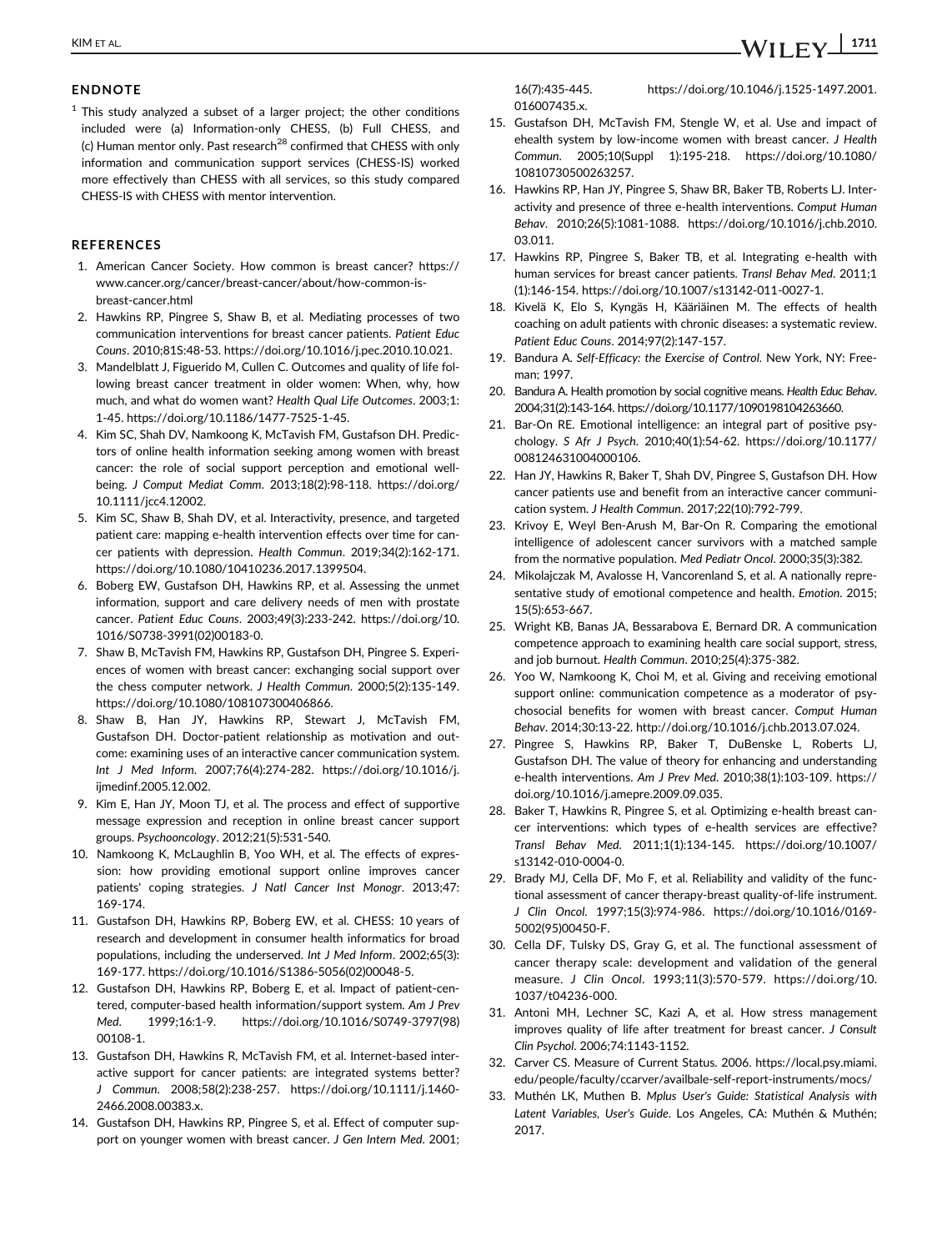## ENDNOTE

[1] This study analyzed a subset of a larger project; the other conditions included were (a) Information-only CHESS, (b) Full CHESS, and (c) Human mentor only. Past research[28] confirmed that CHESS with only information and communication support services (CHESS-IS) worked more effectively than CHESS with all services, so this study compared CHESS-IS with CHESS with mentor intervention.

## REFERENCES

1. American Cancer Society. How common is breast cancer? https://www.cancer.org/cancer/breast-cancer/about/how-common-is-breast-cancer.html
2. Hawkins RP, Pingree S, Shaw B, et al. Mediating processes of two communication interventions for breast cancer patients. *Patient Educ Couns*. 2010;81S:48-53. https://doi.org/10.1016/j.pec.2010.10.021.
3. Mandelblatt J, Figuerido M, Cullen C. Outcomes and quality of life following breast cancer treatment in older women: When, why, how much, and what do women want? *Health Qual Life Outcomes*. 2003;1:1-45. https://doi.org/10.1186/1477-7525-1-45.
4. Kim SC, Shah DV, Namkoong K, McTavish FM, Gustafson DH. Predictors of online health information seeking among women with breast cancer: the role of social support perception and emotional well-being. *J Comput Mediat Comm*. 2013;18(2):98-118. https://doi.org/10.1111/jcc4.12002.
5. Kim SC, Shaw B, Shah DV, et al. Interactivity, presence, and targeted patient care: mapping e-health intervention effects over time for cancer patients with depression. *Health Commun*. 2019;34(2):162-171. https://doi.org/10.1080/10410236.2017.1399504.
6. Boberg EW, Gustafson DH, Hawkins RP, et al. Assessing the unmet information, support and care delivery needs of men with prostate cancer. *Patient Educ Couns*. 2003;49(3):233-242. https://doi.org/10.1016/S0738-3991(02)00183-0.
7. Shaw B, McTavish FM, Hawkins RP, Gustafson DH, Pingree S. Experiences of women with breast cancer: exchanging social support over the chess computer network. *J Health Commun*. 2000;5(2):135-149. https://doi.org/10.1080/108107300406866.
8. Shaw B, Han JY, Hawkins RP, Stewart J, McTavish FM, Gustafson DH. Doctor-patient relationship as motivation and outcome: examining uses of an interactive cancer communication system. *Int J Med Inform*. 2007;76(4):274-282. https://doi.org/10.1016/j.ijmedinf.2005.12.002.
9. Kim E, Han JY, Moon TJ, et al. The process and effect of supportive message expression and reception in online breast cancer support groups. *Psychooncology*. 2012;21(5):531-540.
10. Namkoong K, McLaughlin B, Yoo WH, et al. The effects of expression: how providing emotional support online improves cancer patients' coping strategies. *J Natl Cancer Inst Monogr*. 2013;47:169-174.
11. Gustafson DH, Hawkins RP, Boberg EW, et al. CHESS: 10 years of research and development in consumer health informatics for broad populations, including the underserved. *Int J Med Inform*. 2002;65(3):169-177. https://doi.org/10.1016/S1386-5056(02)00048-5.
12. Gustafson DH, Hawkins RP, Boberg E, et al. Impact of patient-centered, computer-based health information/support system. *Am J Prev Med*. 1999;16:1-9. https://doi.org/10.1016/S0749-3797(98)00108-1.
13. Gustafson DH, Hawkins R, McTavish FM, et al. Internet-based interactive support for cancer patients: are integrated systems better? *J Commun*. 2008;58(2):238-257. https://doi.org/10.1111/j.1460-2466.2008.00383.x.
14. Gustafson DH, Hawkins RP, Pingree S, et al. Effect of computer support on younger women with breast cancer. *J Gen Intern Med*. 2001;16(7):435-445. https://doi.org/10.1046/j.1525-1497.2001.016007435.x.
15. Gustafson DH, McTavish FM, Stengle W, et al. Use and impact of ehealth system by low-income women with breast cancer. *J Health Commun*. 2005;10(Suppl 1):195-218. https://doi.org/10.1080/10810730500263257.
16. Hawkins RP, Han JY, Pingree S, Shaw BR, Baker TB, Roberts LJ. Interactivity and presence of three e-health interventions. *Comput Human Behav*. 2010;26(5):1081-1088. https://doi.org/10.1016/j.chb.2010.03.011.
17. Hawkins RP, Pingree S, Baker TB, et al. Integrating e-health with human services for breast cancer patients. *Transl Behav Med*. 2011;1(1):146-154. https://doi.org/10.1007/s13142-011-0027-1.
18. Kivelä K, Elo S, Kyngäs H, Kääriäinen M. The effects of health coaching on adult patients with chronic diseases: a systematic review. *Patient Educ Couns*. 2014;97(2):147-157.
19. Bandura A. *Self-Efficacy: the Exercise of Control*. New York, NY: Freeman; 1997.
20. Bandura A. Health promotion by social cognitive means. *Health Educ Behav*. 2004;31(2):143-164. https://doi.org/10.1177/1090198104263660.
21. Bar-On RE. Emotional intelligence: an integral part of positive psychology. *S Afr J Psych*. 2010;40(1):54-62. https://doi.org/10.1177/008124631004000106.
22. Han JY, Hawkins R, Baker T, Shah DV, Pingree S, Gustafson DH. How cancer patients use and benefit from an interactive cancer communication system. *J Health Commun*. 2017;22(10):792-799.
23. Krivoy E, Weyl Ben-Arush M, Bar-On R. Comparing the emotional intelligence of adolescent cancer survivors with a matched sample from the normative population. *Med Pediatr Oncol*. 2000;35(3):382.
24. Mikolajczak M, Avalosse H, Vancorenland S, et al. A nationally representative study of emotional competence and health. *Emotion*. 2015;15(5):653-667.
25. Wright KB, Banas JA, Bessarabova E, Bernard DR. A communication competence approach to examining health care social support, stress, and job burnout. *Health Commun*. 2010;25(4):375-382.
26. Yoo W, Namkoong K, Choi M, et al. Giving and receiving emotional support online: communication competence as a moderator of psychosocial benefits for women with breast cancer. *Comput Human Behav*. 2014;30:13-22. http://doi.org/10.1016/j.chb.2013.07.024.
27. Pingree S, Hawkins RP, Baker T, DuBenske L, Roberts LJ, Gustafson DH. The value of theory for enhancing and understanding e-health interventions. *Am J Prev Med*. 2010;38(1):103-109. https://doi.org/10.1016/j.amepre.2009.09.035.
28. Baker T, Hawkins R, Pingree S, et al. Optimizing e-health breast cancer interventions: which types of e-health services are effective? *Transl Behav Med*. 2011;1(1):134-145. https://doi.org/10.1007/s13142-010-0004-0.
29. Brady MJ, Cella DF, Mo F, et al. Reliability and validity of the functional assessment of cancer therapy-breast quality-of-life instrument. *J Clin Oncol*. 1997;15(3):974-986. https://doi.org/10.1016/0169-5002(95)00450-F.
30. Cella DF, Tulsky DS, Gray G, et al. The functional assessment of cancer therapy scale: development and validation of the general measure. *J Clin Oncol*. 1993;11(3):570-579. https://doi.org/10.1037/t04236-000.
31. Antoni MH, Lechner SC, Kazi A, et al. How stress management improves quality of life after treatment for breast cancer. *J Consult Clin Psychol*. 2006;74:1143-1152.
32. Carver CS. Measure of Current Status. 2006. https://local.psy.miami.edu/people/faculty/ccarver/availbale-self-report-instruments/mocs/
33. Muthén LK, Muthen B. *Mplus User's Guide: Statistical Analysis with Latent Variables, User's Guide*. Los Angeles, CA: Muthén & Muthén; 2017.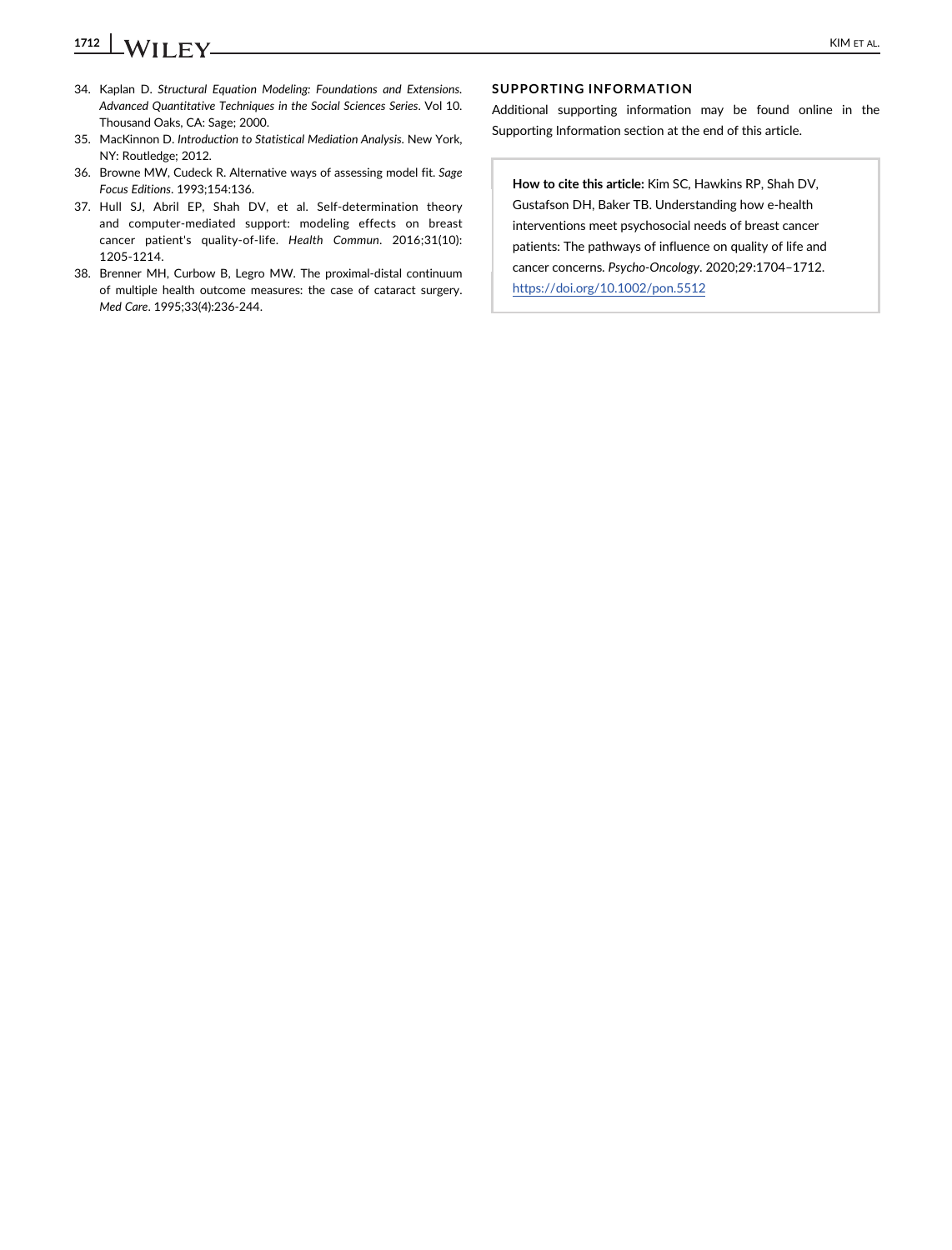34. Kaplan D. *Structural Equation Modeling: Foundations and Extensions. Advanced Quantitative Techniques in the Social Sciences Series*. Vol 10. Thousand Oaks, CA: Sage; 2000.
35. MacKinnon D. *Introduction to Statistical Mediation Analysis*. New York, NY: Routledge; 2012.
36. Browne MW, Cudeck R. Alternative ways of assessing model fit. *Sage Focus Editions*. 1993;154:136.
37. Hull SJ, Abril EP, Shah DV, et al. Self-determination theory and computer-mediated support: modeling effects on breast cancer patient's quality-of-life. *Health Commun*. 2016;31(10): 1205-1214.
38. Brenner MH, Curbow B, Legro MW. The proximal-distal continuum of multiple health outcome measures: the case of cataract surgery. *Med Care*. 1995;33(4):236-244.

## SUPPORTING INFORMATION

Additional supporting information may be found online in the Supporting Information section at the end of this article.

**How to cite this article:** Kim SC, Hawkins RP, Shah DV, Gustafson DH, Baker TB. Understanding how e-health interventions meet psychosocial needs of breast cancer patients: The pathways of influence on quality of life and cancer concerns. *Psycho-Oncology*. 2020;29:1704–1712. https://doi.org/10.1002/pon.5512